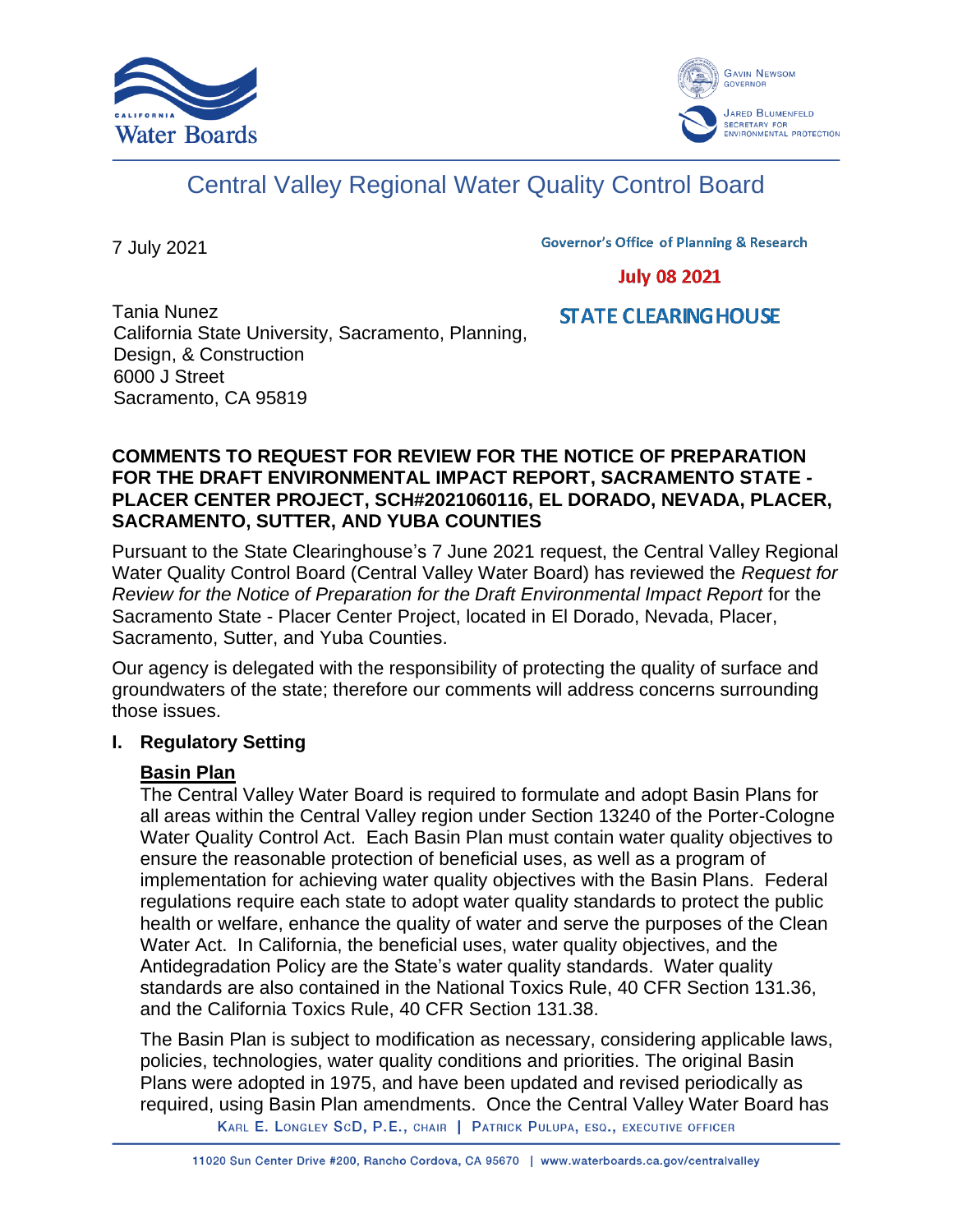# Central Valley Regional Water Quality Control Board

7 July 2021

Governor's Office of Planning & Research

July 08 2021

STATE CLEARINGHOUSE

Tania Nunez
California State University, Sacramento, Planning, Design, & Construction
6000 J Street
Sacramento, CA 95819

**COMMENTS TO REQUEST FOR REVIEW FOR THE NOTICE OF PREPARATION FOR THE DRAFT ENVIRONMENTAL IMPACT REPORT, SACRAMENTO STATE - PLACER CENTER PROJECT, SCH#2021060116, EL DORADO, NEVADA, PLACER, SACRAMENTO, SUTTER, AND YUBA COUNTIES**

Pursuant to the State Clearinghouse's 7 June 2021 request, the Central Valley Regional Water Quality Control Board (Central Valley Water Board) has reviewed the *Request for Review for the Notice of Preparation for the Draft Environmental Impact Report* for the Sacramento State - Placer Center Project, located in El Dorado, Nevada, Placer, Sacramento, Sutter, and Yuba Counties.

Our agency is delegated with the responsibility of protecting the quality of surface and groundwaters of the state; therefore our comments will address concerns surrounding those issues.

## I. Regulatory Setting

### Basin Plan

The Central Valley Water Board is required to formulate and adopt Basin Plans for all areas within the Central Valley region under Section 13240 of the Porter-Cologne Water Quality Control Act. Each Basin Plan must contain water quality objectives to ensure the reasonable protection of beneficial uses, as well as a program of implementation for achieving water quality objectives with the Basin Plans. Federal regulations require each state to adopt water quality standards to protect the public health or welfare, enhance the quality of water and serve the purposes of the Clean Water Act. In California, the beneficial uses, water quality objectives, and the Antidegradation Policy are the State's water quality standards. Water quality standards are also contained in the National Toxics Rule, 40 CFR Section 131.36, and the California Toxics Rule, 40 CFR Section 131.38.

The Basin Plan is subject to modification as necessary, considering applicable laws, policies, technologies, water quality conditions and priorities. The original Basin Plans were adopted in 1975, and have been updated and revised periodically as required, using Basin Plan amendments. Once the Central Valley Water Board has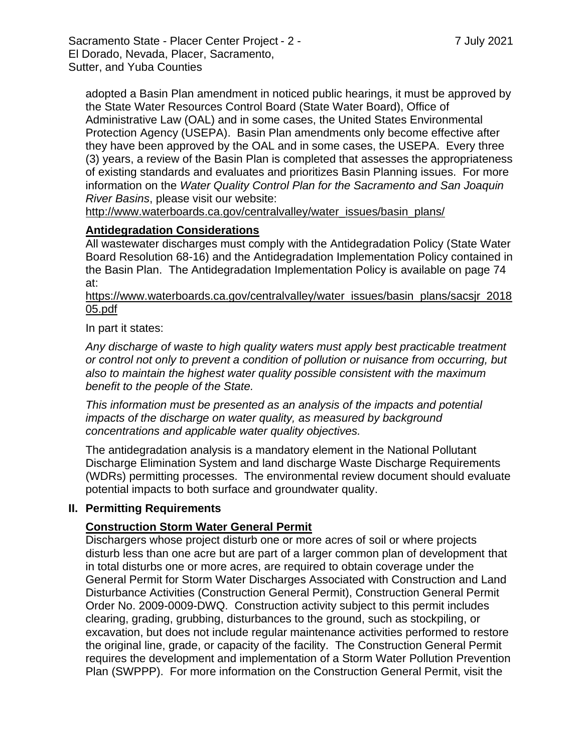adopted a Basin Plan amendment in noticed public hearings, it must be approved by the State Water Resources Control Board (State Water Board), Office of Administrative Law (OAL) and in some cases, the United States Environmental Protection Agency (USEPA). Basin Plan amendments only become effective after they have been approved by the OAL and in some cases, the USEPA. Every three (3) years, a review of the Basin Plan is completed that assesses the appropriateness of existing standards and evaluates and prioritizes Basin Planning issues. For more information on the *Water Quality Control Plan for the Sacramento and San Joaquin River Basins*, please visit our website:
http://www.waterboards.ca.gov/centralvalley/water_issues/basin_plans/

**Antidegradation Considerations**

All wastewater discharges must comply with the Antidegradation Policy (State Water Board Resolution 68-16) and the Antidegradation Implementation Policy contained in the Basin Plan. The Antidegradation Implementation Policy is available on page 74 at:
https://www.waterboards.ca.gov/centralvalley/water_issues/basin_plans/sacsjr_201805.pdf

In part it states:

*Any discharge of waste to high quality waters must apply best practicable treatment or control not only to prevent a condition of pollution or nuisance from occurring, but also to maintain the highest water quality possible consistent with the maximum benefit to the people of the State.*

*This information must be presented as an analysis of the impacts and potential impacts of the discharge on water quality, as measured by background concentrations and applicable water quality objectives.*

The antidegradation analysis is a mandatory element in the National Pollutant Discharge Elimination System and land discharge Waste Discharge Requirements (WDRs) permitting processes. The environmental review document should evaluate potential impacts to both surface and groundwater quality.

## II. Permitting Requirements

**Construction Storm Water General Permit**

Dischargers whose project disturb one or more acres of soil or where projects disturb less than one acre but are part of a larger common plan of development that in total disturbs one or more acres, are required to obtain coverage under the General Permit for Storm Water Discharges Associated with Construction and Land Disturbance Activities (Construction General Permit), Construction General Permit Order No. 2009-0009-DWQ. Construction activity subject to this permit includes clearing, grading, grubbing, disturbances to the ground, such as stockpiling, or excavation, but does not include regular maintenance activities performed to restore the original line, grade, or capacity of the facility. The Construction General Permit requires the development and implementation of a Storm Water Pollution Prevention Plan (SWPPP). For more information on the Construction General Permit, visit the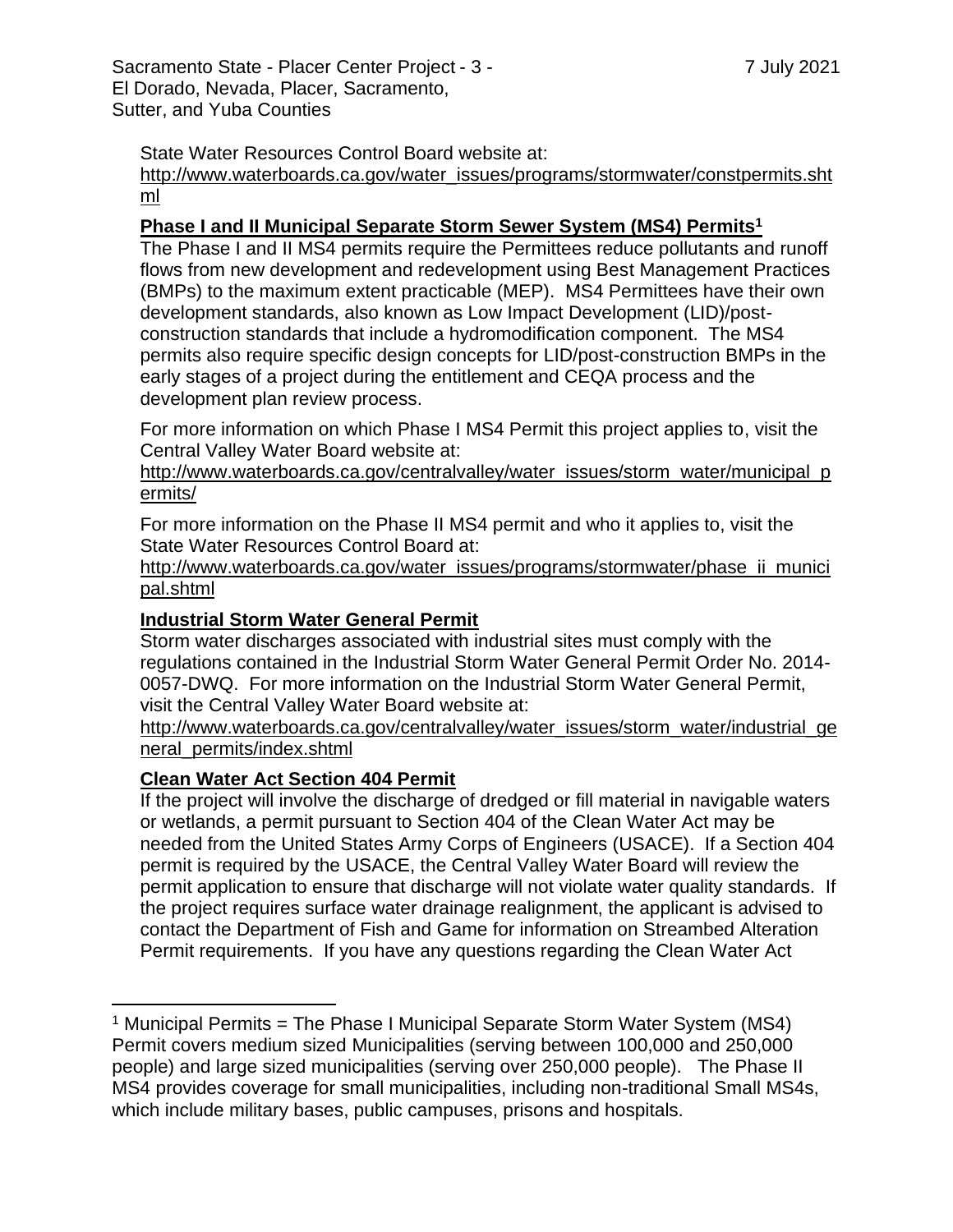State Water Resources Control Board website at:
http://www.waterboards.ca.gov/water_issues/programs/stormwater/constpermits.shtml

**Phase I and II Municipal Separate Storm Sewer System (MS4) Permits[1]**

The Phase I and II MS4 permits require the Permittees reduce pollutants and runoff flows from new development and redevelopment using Best Management Practices (BMPs) to the maximum extent practicable (MEP). MS4 Permittees have their own development standards, also known as Low Impact Development (LID)/post-construction standards that include a hydromodification component. The MS4 permits also require specific design concepts for LID/post-construction BMPs in the early stages of a project during the entitlement and CEQA process and the development plan review process.

For more information on which Phase I MS4 Permit this project applies to, visit the Central Valley Water Board website at:
http://www.waterboards.ca.gov/centralvalley/water_issues/storm_water/municipal_permits/

For more information on the Phase II MS4 permit and who it applies to, visit the State Water Resources Control Board at:
http://www.waterboards.ca.gov/water_issues/programs/stormwater/phase_ii_municipal.shtml

**Industrial Storm Water General Permit**

Storm water discharges associated with industrial sites must comply with the regulations contained in the Industrial Storm Water General Permit Order No. 2014-0057-DWQ. For more information on the Industrial Storm Water General Permit, visit the Central Valley Water Board website at:
http://www.waterboards.ca.gov/centralvalley/water_issues/storm_water/industrial_general_permits/index.shtml

**Clean Water Act Section 404 Permit**

If the project will involve the discharge of dredged or fill material in navigable waters or wetlands, a permit pursuant to Section 404 of the Clean Water Act may be needed from the United States Army Corps of Engineers (USACE). If a Section 404 permit is required by the USACE, the Central Valley Water Board will review the permit application to ensure that discharge will not violate water quality standards. If the project requires surface water drainage realignment, the applicant is advised to contact the Department of Fish and Game for information on Streambed Alteration Permit requirements. If you have any questions regarding the Clean Water Act

---

[1] Municipal Permits = The Phase I Municipal Separate Storm Water System (MS4) Permit covers medium sized Municipalities (serving between 100,000 and 250,000 people) and large sized municipalities (serving over 250,000 people). The Phase II MS4 provides coverage for small municipalities, including non-traditional Small MS4s, which include military bases, public campuses, prisons and hospitals.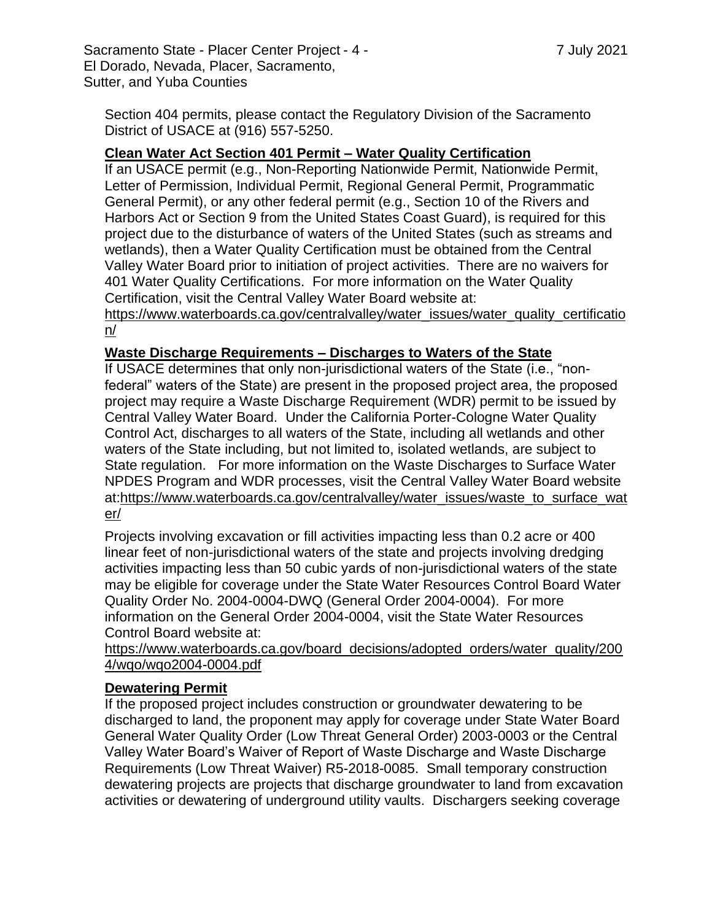Section 404 permits, please contact the Regulatory Division of the Sacramento District of USACE at (916) 557-5250.

**Clean Water Act Section 401 Permit – Water Quality Certification**

If an USACE permit (e.g., Non-Reporting Nationwide Permit, Nationwide Permit, Letter of Permission, Individual Permit, Regional General Permit, Programmatic General Permit), or any other federal permit (e.g., Section 10 of the Rivers and Harbors Act or Section 9 from the United States Coast Guard), is required for this project due to the disturbance of waters of the United States (such as streams and wetlands), then a Water Quality Certification must be obtained from the Central Valley Water Board prior to initiation of project activities. There are no waivers for 401 Water Quality Certifications. For more information on the Water Quality Certification, visit the Central Valley Water Board website at: https://www.waterboards.ca.gov/centralvalley/water_issues/water_quality_certification/

**Waste Discharge Requirements – Discharges to Waters of the State**

If USACE determines that only non-jurisdictional waters of the State (i.e., "non-federal" waters of the State) are present in the proposed project area, the proposed project may require a Waste Discharge Requirement (WDR) permit to be issued by Central Valley Water Board. Under the California Porter-Cologne Water Quality Control Act, discharges to all waters of the State, including all wetlands and other waters of the State including, but not limited to, isolated wetlands, are subject to State regulation. For more information on the Waste Discharges to Surface Water NPDES Program and WDR processes, visit the Central Valley Water Board website at:https://www.waterboards.ca.gov/centralvalley/water_issues/waste_to_surface_water/

Projects involving excavation or fill activities impacting less than 0.2 acre or 400 linear feet of non-jurisdictional waters of the state and projects involving dredging activities impacting less than 50 cubic yards of non-jurisdictional waters of the state may be eligible for coverage under the State Water Resources Control Board Water Quality Order No. 2004-0004-DWQ (General Order 2004-0004). For more information on the General Order 2004-0004, visit the State Water Resources Control Board website at: https://www.waterboards.ca.gov/board_decisions/adopted_orders/water_quality/2004/wqo/wqo2004-0004.pdf

**Dewatering Permit**

If the proposed project includes construction or groundwater dewatering to be discharged to land, the proponent may apply for coverage under State Water Board General Water Quality Order (Low Threat General Order) 2003-0003 or the Central Valley Water Board's Waiver of Report of Waste Discharge and Waste Discharge Requirements (Low Threat Waiver) R5-2018-0085. Small temporary construction dewatering projects are projects that discharge groundwater to land from excavation activities or dewatering of underground utility vaults. Dischargers seeking coverage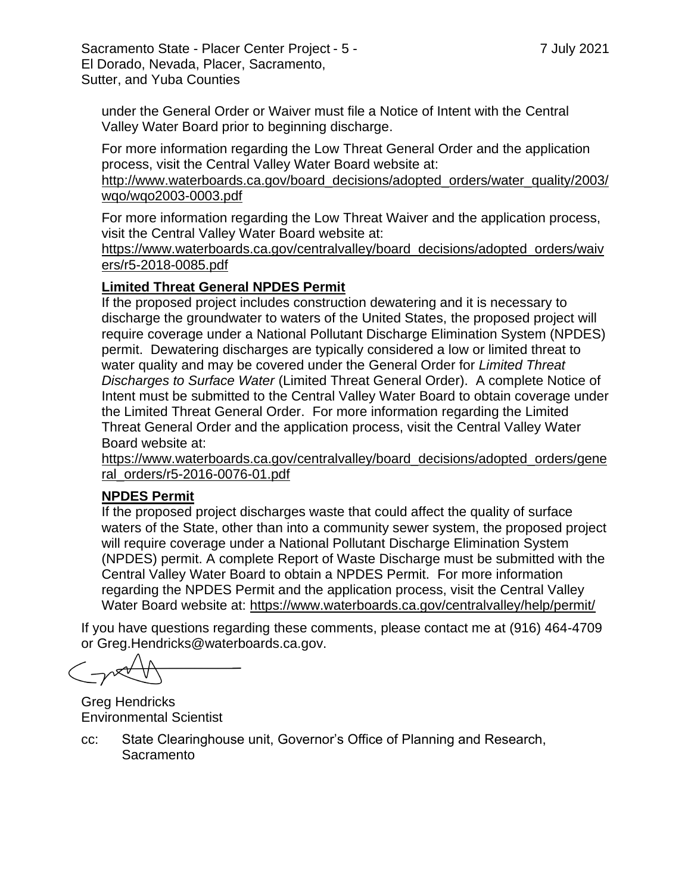under the General Order or Waiver must file a Notice of Intent with the Central Valley Water Board prior to beginning discharge.

For more information regarding the Low Threat General Order and the application process, visit the Central Valley Water Board website at: http://www.waterboards.ca.gov/board_decisions/adopted_orders/water_quality/2003/wqo/wqo2003-0003.pdf

For more information regarding the Low Threat Waiver and the application process, visit the Central Valley Water Board website at: https://www.waterboards.ca.gov/centralvalley/board_decisions/adopted_orders/waivers/r5-2018-0085.pdf

**Limited Threat General NPDES Permit**

If the proposed project includes construction dewatering and it is necessary to discharge the groundwater to waters of the United States, the proposed project will require coverage under a National Pollutant Discharge Elimination System (NPDES) permit. Dewatering discharges are typically considered a low or limited threat to water quality and may be covered under the General Order for *Limited Threat Discharges to Surface Water* (Limited Threat General Order). A complete Notice of Intent must be submitted to the Central Valley Water Board to obtain coverage under the Limited Threat General Order. For more information regarding the Limited Threat General Order and the application process, visit the Central Valley Water Board website at: https://www.waterboards.ca.gov/centralvalley/board_decisions/adopted_orders/general_orders/r5-2016-0076-01.pdf

**NPDES Permit**

If the proposed project discharges waste that could affect the quality of surface waters of the State, other than into a community sewer system, the proposed project will require coverage under a National Pollutant Discharge Elimination System (NPDES) permit. A complete Report of Waste Discharge must be submitted with the Central Valley Water Board to obtain a NPDES Permit. For more information regarding the NPDES Permit and the application process, visit the Central Valley Water Board website at: https://www.waterboards.ca.gov/centralvalley/help/permit/

If you have questions regarding these comments, please contact me at (916) 464-4709 or Greg.Hendricks@waterboards.ca.gov.

Greg Hendricks
Environmental Scientist

cc: State Clearinghouse unit, Governor's Office of Planning and Research, Sacramento